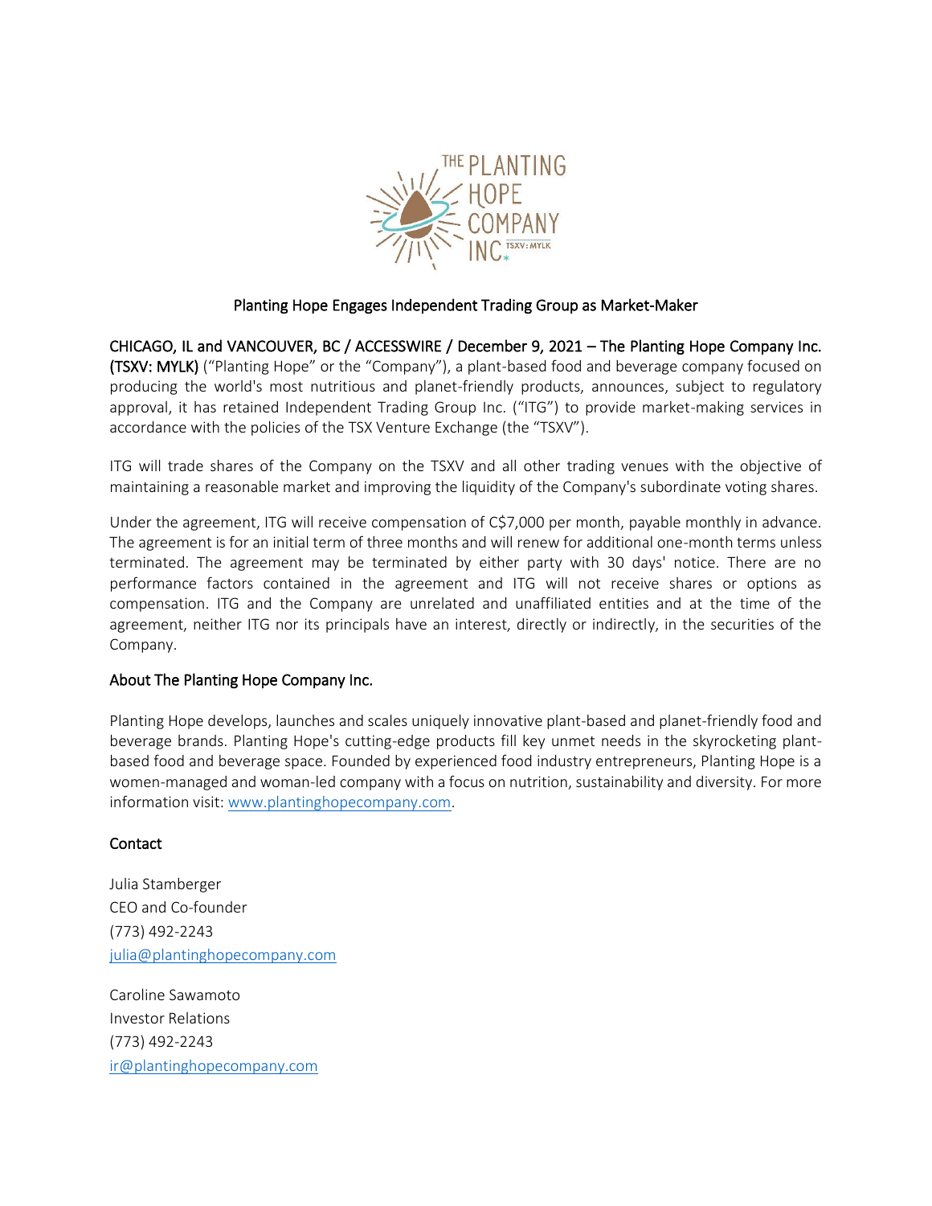# Planting Hope Engages Independent Trading Group as Market-Maker

**CHICAGO, IL and VANCOUVER, BC / ACCESSWIRE / December 9, 2021 – The Planting Hope Company Inc. (TSXV: MYLK)** ("Planting Hope" or the "Company"), a plant-based food and beverage company focused on producing the world's most nutritious and planet-friendly products, announces, subject to regulatory approval, it has retained Independent Trading Group Inc. ("ITG") to provide market-making services in accordance with the policies of the TSX Venture Exchange (the "TSXV").

ITG will trade shares of the Company on the TSXV and all other trading venues with the objective of maintaining a reasonable market and improving the liquidity of the Company's subordinate voting shares.

Under the agreement, ITG will receive compensation of C$7,000 per month, payable monthly in advance. The agreement is for an initial term of three months and will renew for additional one-month terms unless terminated. The agreement may be terminated by either party with 30 days' notice. There are no performance factors contained in the agreement and ITG will not receive shares or options as compensation. ITG and the Company are unrelated and unaffiliated entities and at the time of the agreement, neither ITG nor its principals have an interest, directly or indirectly, in the securities of the Company.

## About The Planting Hope Company Inc.

Planting Hope develops, launches and scales uniquely innovative plant-based and planet-friendly food and beverage brands. Planting Hope's cutting-edge products fill key unmet needs in the skyrocketing plant-based food and beverage space. Founded by experienced food industry entrepreneurs, Planting Hope is a women-managed and woman-led company with a focus on nutrition, sustainability and diversity. For more information visit: [www.plantinghopecompany.com](http://www.plantinghopecompany.com).

## Contact

Julia Stamberger
CEO and Co-founder
(773) 492-2243
julia@plantinghopecompany.com

Caroline Sawamoto
Investor Relations
(773) 492-2243
ir@plantinghopecompany.com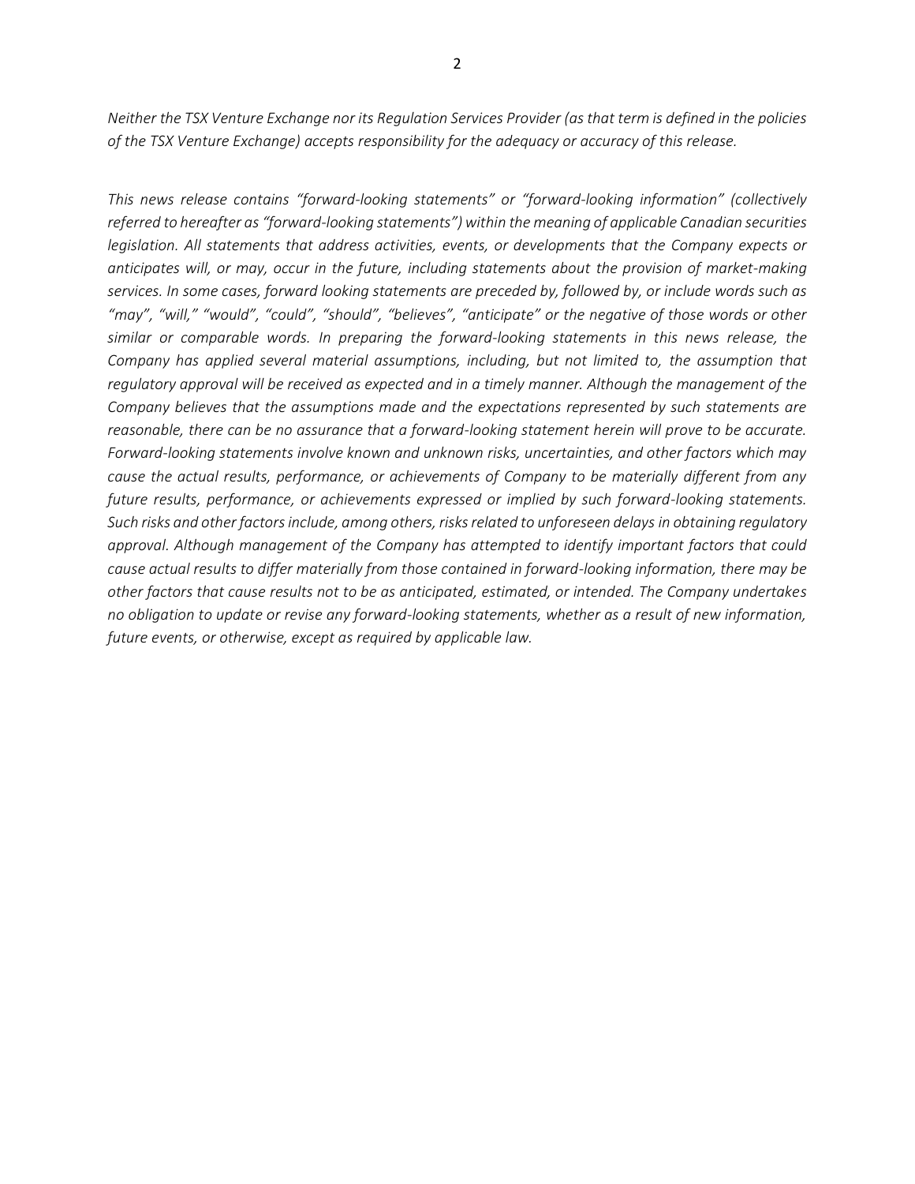*Neither the TSX Venture Exchange nor its Regulation Services Provider (as that term is defined in the policies of the TSX Venture Exchange) accepts responsibility for the adequacy or accuracy of this release.*

*This news release contains "forward-looking statements" or "forward-looking information" (collectively referred to hereafter as "forward-looking statements") within the meaning of applicable Canadian securities legislation. All statements that address activities, events, or developments that the Company expects or anticipates will, or may, occur in the future, including statements about the provision of market-making services. In some cases, forward looking statements are preceded by, followed by, or include words such as "may", "will," "would", "could", "should", "believes", "anticipate" or the negative of those words or other similar or comparable words. In preparing the forward-looking statements in this news release, the Company has applied several material assumptions, including, but not limited to, the assumption that regulatory approval will be received as expected and in a timely manner. Although the management of the Company believes that the assumptions made and the expectations represented by such statements are reasonable, there can be no assurance that a forward-looking statement herein will prove to be accurate. Forward-looking statements involve known and unknown risks, uncertainties, and other factors which may cause the actual results, performance, or achievements of Company to be materially different from any future results, performance, or achievements expressed or implied by such forward-looking statements. Such risks and other factors include, among others, risks related to unforeseen delays in obtaining regulatory approval. Although management of the Company has attempted to identify important factors that could cause actual results to differ materially from those contained in forward-looking information, there may be other factors that cause results not to be as anticipated, estimated, or intended. The Company undertakes no obligation to update or revise any forward-looking statements, whether as a result of new information, future events, or otherwise, except as required by applicable law.*